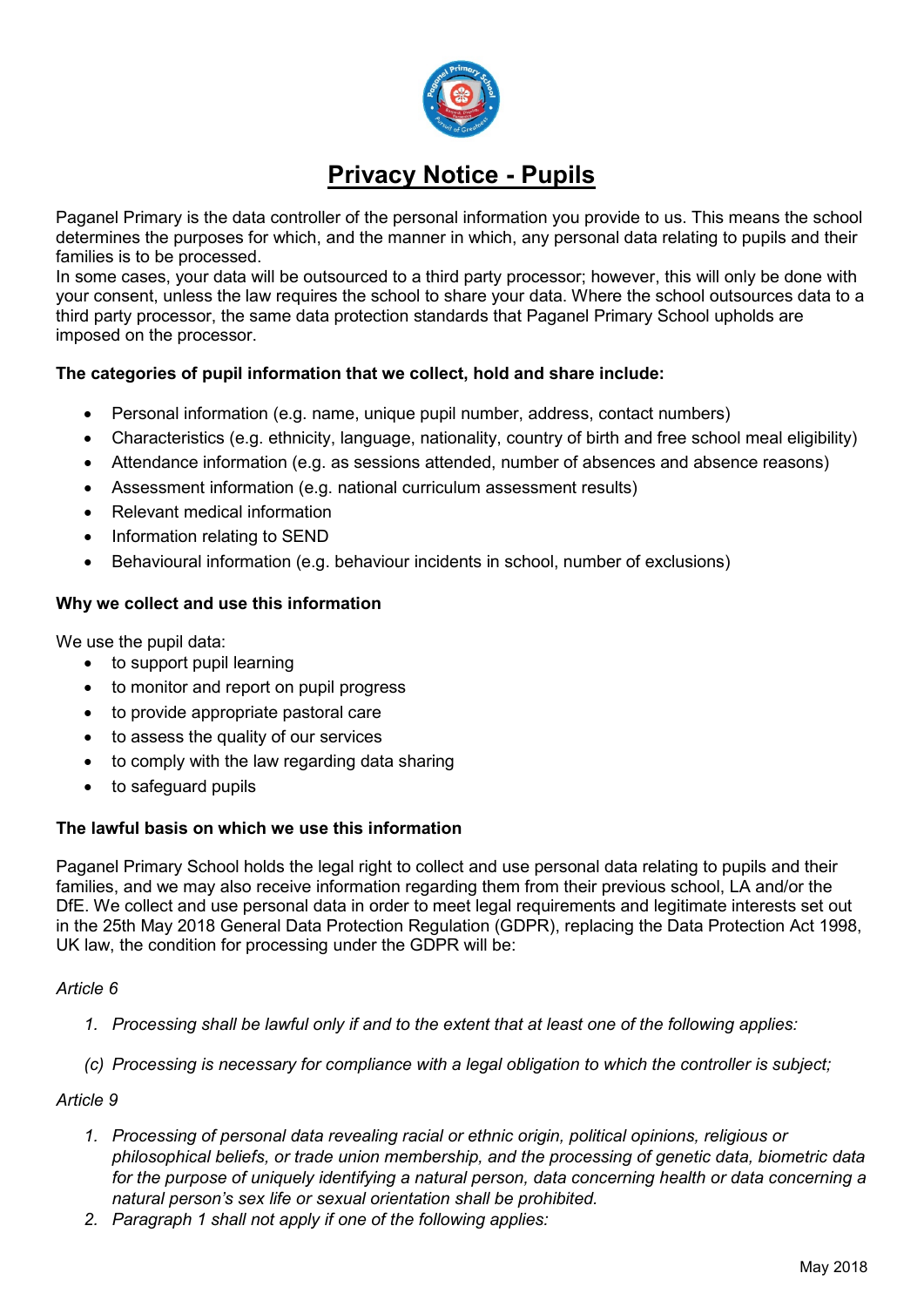# Privacy Notice - Pupils

Paganel Primary is the data controller of the personal information you provide to us. This means the school determines the purposes for which, and the manner in which, any personal data relating to pupils and their families is to be processed.
In some cases, your data will be outsourced to a third party processor; however, this will only be done with your consent, unless the law requires the school to share your data. Where the school outsources data to a third party processor, the same data protection standards that Paganel Primary School upholds are imposed on the processor.

**The categories of pupil information that we collect, hold and share include:**

- Personal information (e.g. name, unique pupil number, address, contact numbers)
- Characteristics (e.g. ethnicity, language, nationality, country of birth and free school meal eligibility)
- Attendance information (e.g. as sessions attended, number of absences and absence reasons)
- Assessment information (e.g. national curriculum assessment results)
- Relevant medical information
- Information relating to SEND
- Behavioural information (e.g. behaviour incidents in school, number of exclusions)

**Why we collect and use this information**

We use the pupil data:

- to support pupil learning
- to monitor and report on pupil progress
- to provide appropriate pastoral care
- to assess the quality of our services
- to comply with the law regarding data sharing
- to safeguard pupils

**The lawful basis on which we use this information**

Paganel Primary School holds the legal right to collect and use personal data relating to pupils and their families, and we may also receive information regarding them from their previous school, LA and/or the DfE. We collect and use personal data in order to meet legal requirements and legitimate interests set out in the 25th May 2018 General Data Protection Regulation (GDPR), replacing the Data Protection Act 1998, UK law, the condition for processing under the GDPR will be:

*Article 6*

1. *Processing shall be lawful only if and to the extent that at least one of the following applies:*

   *(c) Processing is necessary for compliance with a legal obligation to which the controller is subject;*

*Article 9*

1. *Processing of personal data revealing racial or ethnic origin, political opinions, religious or philosophical beliefs, or trade union membership, and the processing of genetic data, biometric data for the purpose of uniquely identifying a natural person, data concerning health or data concerning a natural person's sex life or sexual orientation shall be prohibited.*
2. *Paragraph 1 shall not apply if one of the following applies:*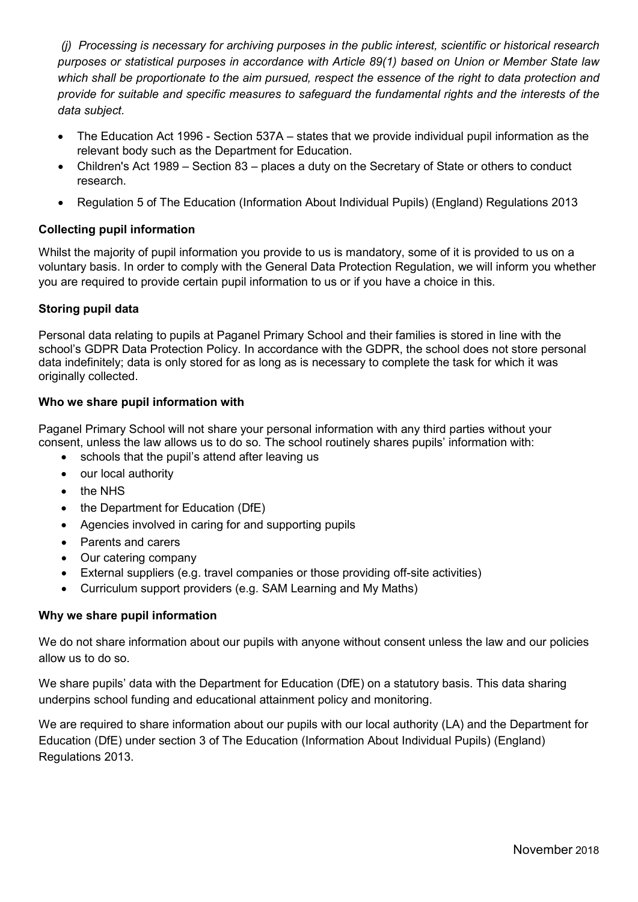*(j) Processing is necessary for archiving purposes in the public interest, scientific or historical research purposes or statistical purposes in accordance with Article 89(1) based on Union or Member State law which shall be proportionate to the aim pursued, respect the essence of the right to data protection and provide for suitable and specific measures to safeguard the fundamental rights and the interests of the data subject.*

- The Education Act 1996 - Section 537A – states that we provide individual pupil information as the relevant body such as the Department for Education.
- Children's Act 1989 – Section 83 – places a duty on the Secretary of State or others to conduct research.
- Regulation 5 of The Education (Information About Individual Pupils) (England) Regulations 2013

**Collecting pupil information**

Whilst the majority of pupil information you provide to us is mandatory, some of it is provided to us on a voluntary basis. In order to comply with the General Data Protection Regulation, we will inform you whether you are required to provide certain pupil information to us or if you have a choice in this.

**Storing pupil data**

Personal data relating to pupils at Paganel Primary School and their families is stored in line with the school's GDPR Data Protection Policy. In accordance with the GDPR, the school does not store personal data indefinitely; data is only stored for as long as is necessary to complete the task for which it was originally collected.

**Who we share pupil information with**

Paganel Primary School will not share your personal information with any third parties without your consent, unless the law allows us to do so. The school routinely shares pupils' information with:

- schools that the pupil's attend after leaving us
- our local authority
- the NHS
- the Department for Education (DfE)
- Agencies involved in caring for and supporting pupils
- Parents and carers
- Our catering company
- External suppliers (e.g. travel companies or those providing off-site activities)
- Curriculum support providers (e.g. SAM Learning and My Maths)

**Why we share pupil information**

We do not share information about our pupils with anyone without consent unless the law and our policies allow us to do so.

We share pupils' data with the Department for Education (DfE) on a statutory basis. This data sharing underpins school funding and educational attainment policy and monitoring.

We are required to share information about our pupils with our local authority (LA) and the Department for Education (DfE) under section 3 of The Education (Information About Individual Pupils) (England) Regulations 2013.

November 2018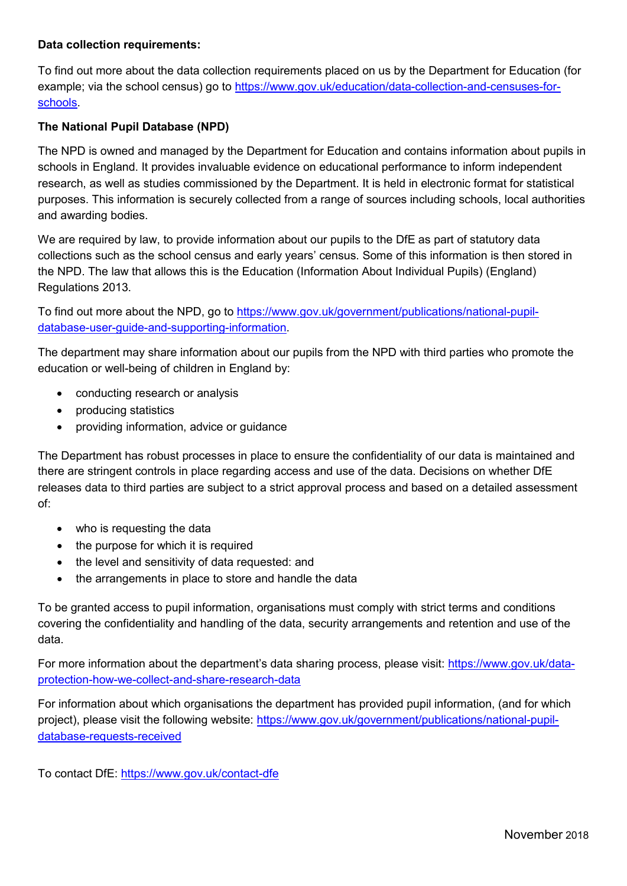**Data collection requirements:**

To find out more about the data collection requirements placed on us by the Department for Education (for example; via the school census) go to https://www.gov.uk/education/data-collection-and-censuses-for-schools.

**The National Pupil Database (NPD)**

The NPD is owned and managed by the Department for Education and contains information about pupils in schools in England. It provides invaluable evidence on educational performance to inform independent research, as well as studies commissioned by the Department. It is held in electronic format for statistical purposes. This information is securely collected from a range of sources including schools, local authorities and awarding bodies.

We are required by law, to provide information about our pupils to the DfE as part of statutory data collections such as the school census and early years' census. Some of this information is then stored in the NPD. The law that allows this is the Education (Information About Individual Pupils) (England) Regulations 2013.

To find out more about the NPD, go to https://www.gov.uk/government/publications/national-pupil-database-user-guide-and-supporting-information.

The department may share information about our pupils from the NPD with third parties who promote the education or well-being of children in England by:

- conducting research or analysis
- producing statistics
- providing information, advice or guidance

The Department has robust processes in place to ensure the confidentiality of our data is maintained and there are stringent controls in place regarding access and use of the data. Decisions on whether DfE releases data to third parties are subject to a strict approval process and based on a detailed assessment of:

- who is requesting the data
- the purpose for which it is required
- the level and sensitivity of data requested: and
- the arrangements in place to store and handle the data

To be granted access to pupil information, organisations must comply with strict terms and conditions covering the confidentiality and handling of the data, security arrangements and retention and use of the data.

For more information about the department's data sharing process, please visit: https://www.gov.uk/data-protection-how-we-collect-and-share-research-data

For information about which organisations the department has provided pupil information, (and for which project), please visit the following website: https://www.gov.uk/government/publications/national-pupil-database-requests-received

To contact DfE: https://www.gov.uk/contact-dfe

November 2018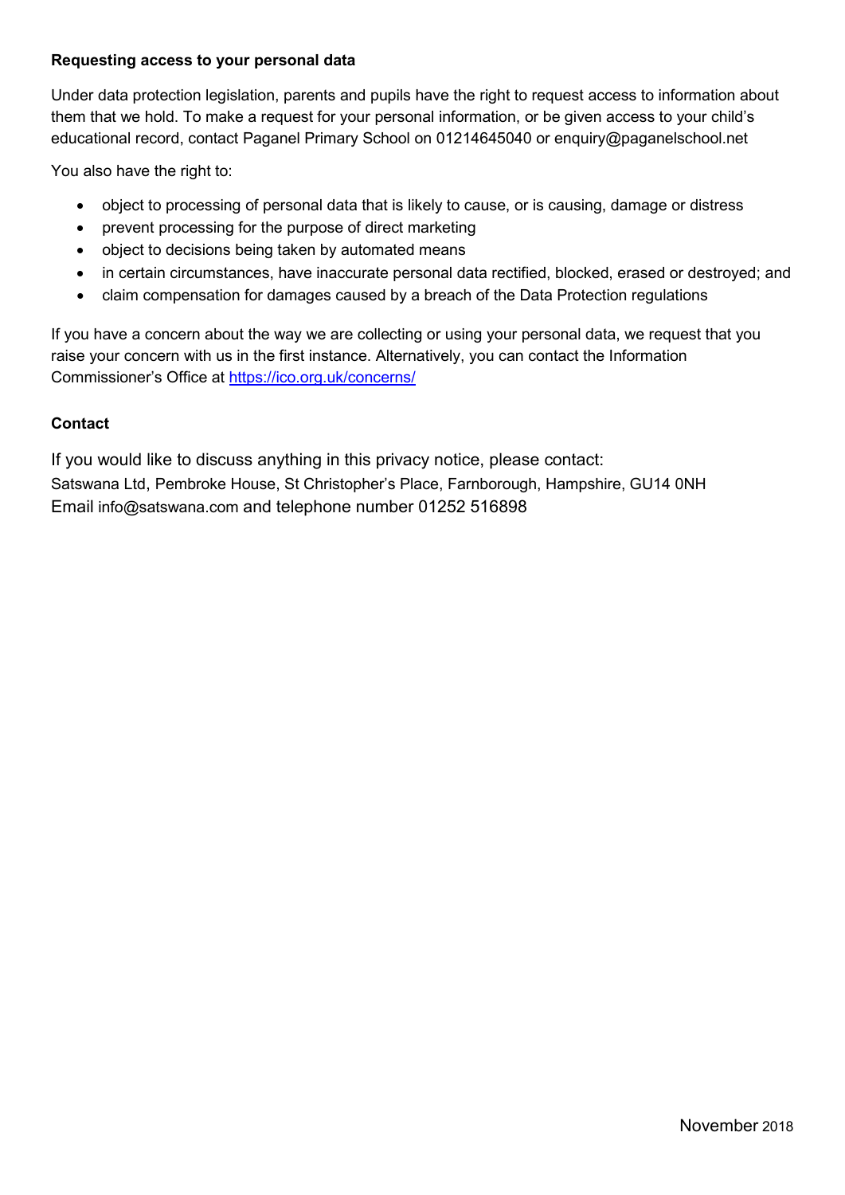**Requesting access to your personal data**

Under data protection legislation, parents and pupils have the right to request access to information about them that we hold. To make a request for your personal information, or be given access to your child's educational record, contact Paganel Primary School on 01214645040 or enquiry@paganelschool.net

You also have the right to:

- object to processing of personal data that is likely to cause, or is causing, damage or distress
- prevent processing for the purpose of direct marketing
- object to decisions being taken by automated means
- in certain circumstances, have inaccurate personal data rectified, blocked, erased or destroyed; and
- claim compensation for damages caused by a breach of the Data Protection regulations

If you have a concern about the way we are collecting or using your personal data, we request that you raise your concern with us in the first instance. Alternatively, you can contact the Information Commissioner's Office at https://ico.org.uk/concerns/

**Contact**

If you would like to discuss anything in this privacy notice, please contact:
Satswana Ltd, Pembroke House, St Christopher's Place, Farnborough, Hampshire, GU14 0NH
Email info@satswana.com and telephone number 01252 516898

November 2018